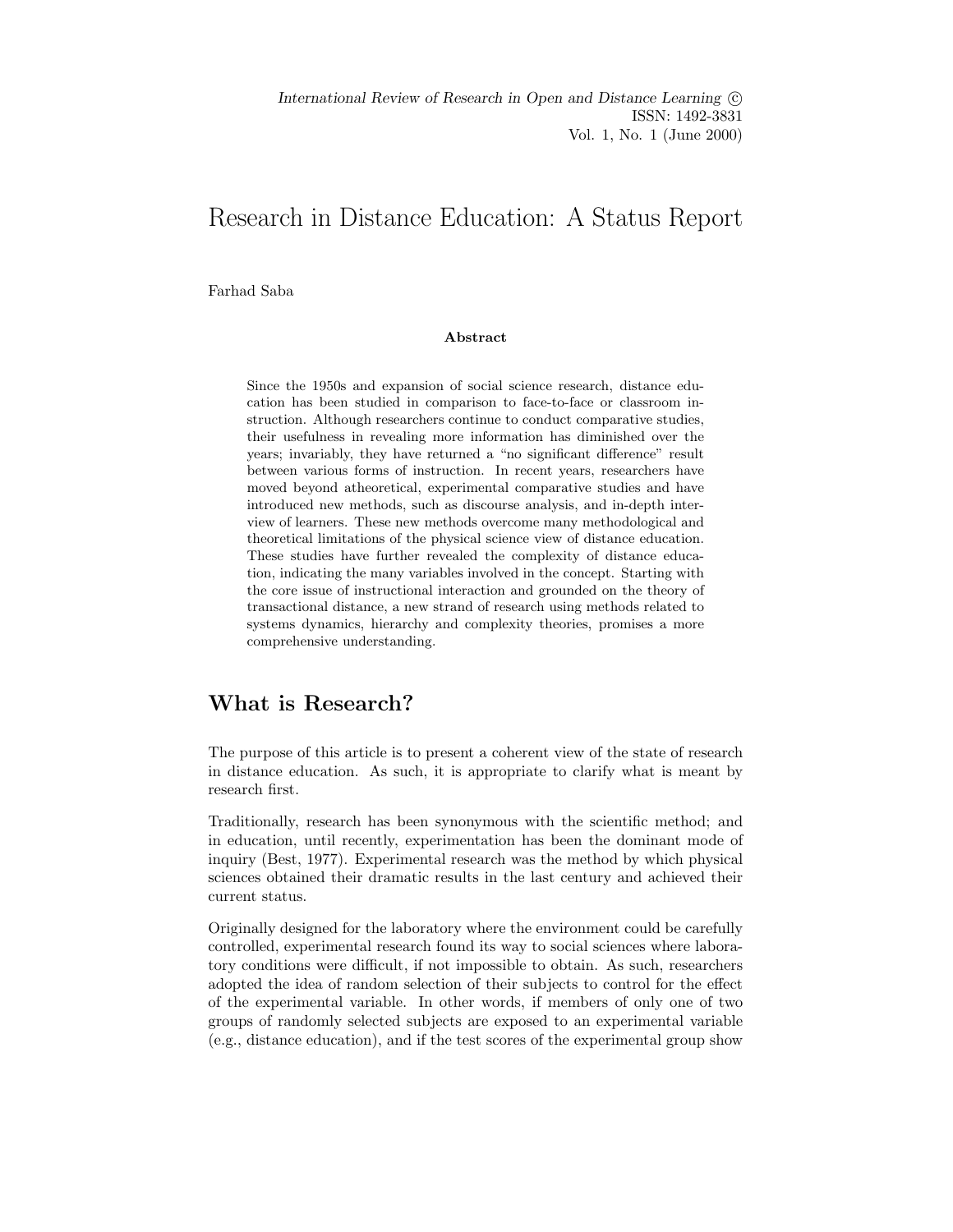*International Review of Research in Open and Distance Learning* ©
ISSN: 1492-3831
Vol. 1, No. 1 (June 2000)

# Research in Distance Education: A Status Report

Farhad Saba

**Abstract**

Since the 1950s and expansion of social science research, distance education has been studied in comparison to face-to-face or classroom instruction. Although researchers continue to conduct comparative studies, their usefulness in revealing more information has diminished over the years; invariably, they have returned a "no significant difference" result between various forms of instruction. In recent years, researchers have moved beyond atheoretical, experimental comparative studies and have introduced new methods, such as discourse analysis, and in-depth interview of learners. These new methods overcome many methodological and theoretical limitations of the physical science view of distance education. These studies have further revealed the complexity of distance education, indicating the many variables involved in the concept. Starting with the core issue of instructional interaction and grounded on the theory of transactional distance, a new strand of research using methods related to systems dynamics, hierarchy and complexity theories, promises a more comprehensive understanding.

## What is Research?

The purpose of this article is to present a coherent view of the state of research in distance education. As such, it is appropriate to clarify what is meant by research first.

Traditionally, research has been synonymous with the scientific method; and in education, until recently, experimentation has been the dominant mode of inquiry (Best, 1977). Experimental research was the method by which physical sciences obtained their dramatic results in the last century and achieved their current status.

Originally designed for the laboratory where the environment could be carefully controlled, experimental research found its way to social sciences where laboratory conditions were difficult, if not impossible to obtain. As such, researchers adopted the idea of random selection of their subjects to control for the effect of the experimental variable. In other words, if members of only one of two groups of randomly selected subjects are exposed to an experimental variable (e.g., distance education), and if the test scores of the experimental group show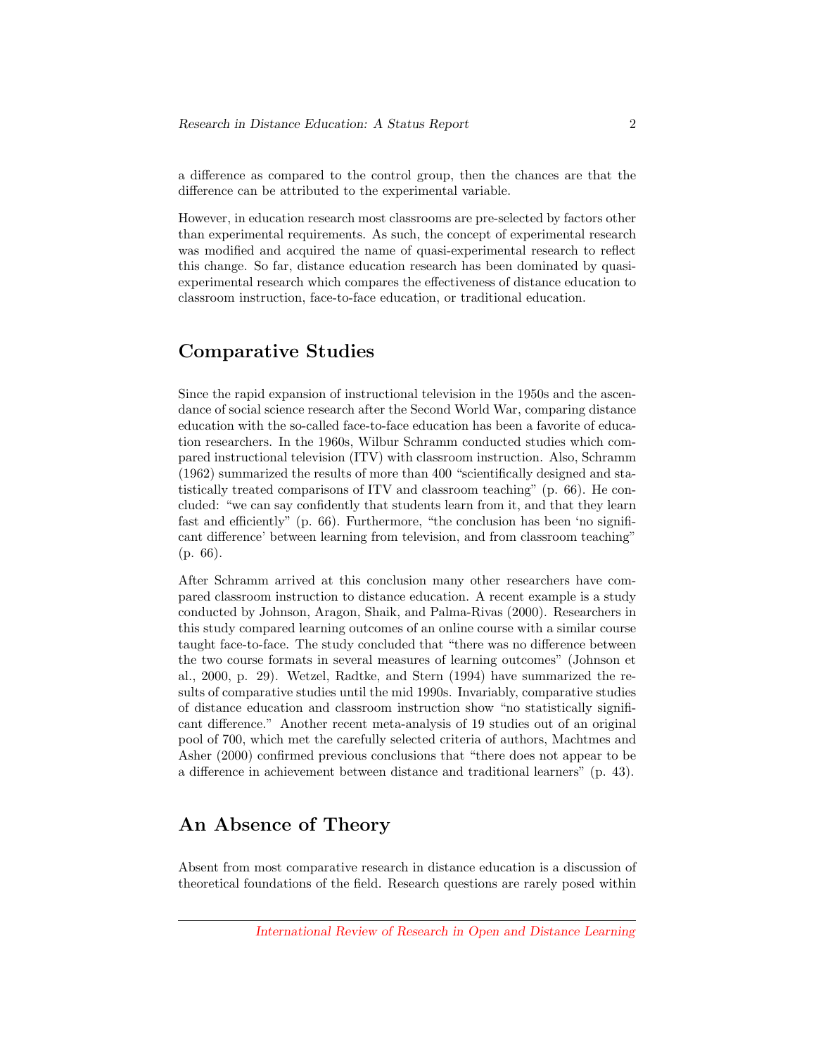a difference as compared to the control group, then the chances are that the difference can be attributed to the experimental variable.

However, in education research most classrooms are pre-selected by factors other than experimental requirements. As such, the concept of experimental research was modified and acquired the name of quasi-experimental research to reflect this change. So far, distance education research has been dominated by quasi-experimental research which compares the effectiveness of distance education to classroom instruction, face-to-face education, or traditional education.

## Comparative Studies

Since the rapid expansion of instructional television in the 1950s and the ascendance of social science research after the Second World War, comparing distance education with the so-called face-to-face education has been a favorite of education researchers. In the 1960s, Wilbur Schramm conducted studies which compared instructional television (ITV) with classroom instruction. Also, Schramm (1962) summarized the results of more than 400 "scientifically designed and statistically treated comparisons of ITV and classroom teaching" (p. 66). He concluded: "we can say confidently that students learn from it, and that they learn fast and efficiently" (p. 66). Furthermore, "the conclusion has been 'no significant difference' between learning from television, and from classroom teaching" (p. 66).

After Schramm arrived at this conclusion many other researchers have compared classroom instruction to distance education. A recent example is a study conducted by Johnson, Aragon, Shaik, and Palma-Rivas (2000). Researchers in this study compared learning outcomes of an online course with a similar course taught face-to-face. The study concluded that "there was no difference between the two course formats in several measures of learning outcomes" (Johnson et al., 2000, p. 29). Wetzel, Radtke, and Stern (1994) have summarized the results of comparative studies until the mid 1990s. Invariably, comparative studies of distance education and classroom instruction show "no statistically significant difference." Another recent meta-analysis of 19 studies out of an original pool of 700, which met the carefully selected criteria of authors, Machtmes and Asher (2000) confirmed previous conclusions that "there does not appear to be a difference in achievement between distance and traditional learners" (p. 43).

## An Absence of Theory

Absent from most comparative research in distance education is a discussion of theoretical foundations of the field. Research questions are rarely posed within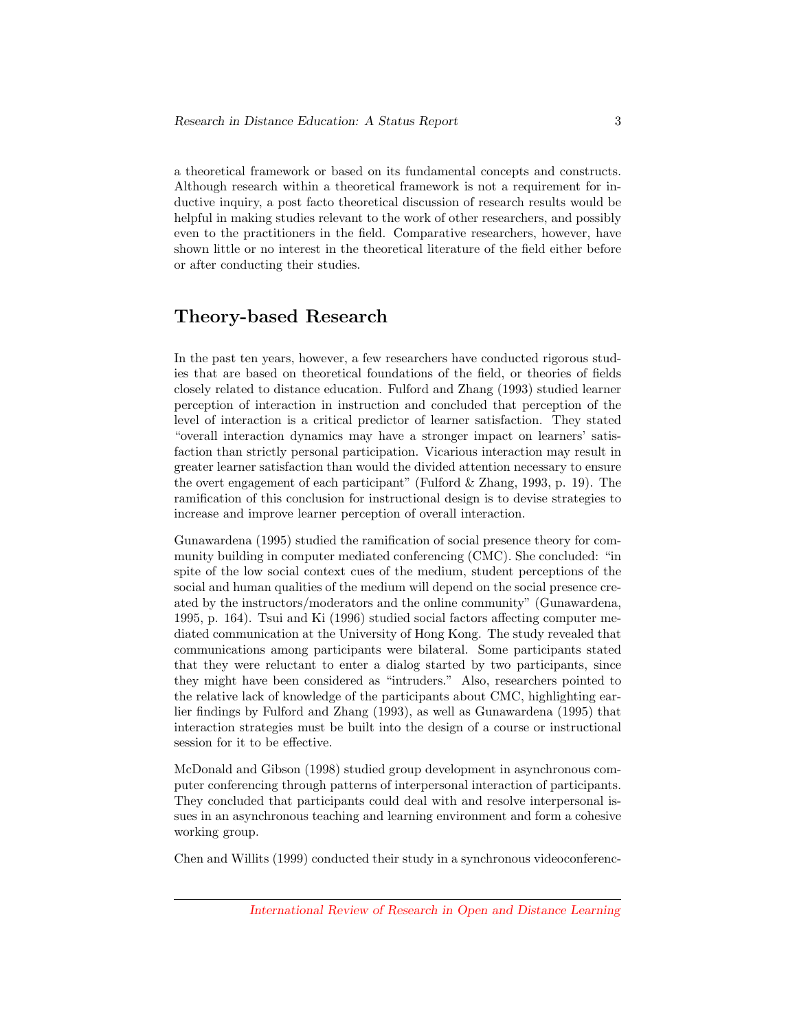a theoretical framework or based on its fundamental concepts and constructs. Although research within a theoretical framework is not a requirement for inductive inquiry, a post facto theoretical discussion of research results would be helpful in making studies relevant to the work of other researchers, and possibly even to the practitioners in the field. Comparative researchers, however, have shown little or no interest in the theoretical literature of the field either before or after conducting their studies.

## Theory-based Research

In the past ten years, however, a few researchers have conducted rigorous studies that are based on theoretical foundations of the field, or theories of fields closely related to distance education. Fulford and Zhang (1993) studied learner perception of interaction in instruction and concluded that perception of the level of interaction is a critical predictor of learner satisfaction. They stated "overall interaction dynamics may have a stronger impact on learners' satisfaction than strictly personal participation. Vicarious interaction may result in greater learner satisfaction than would the divided attention necessary to ensure the overt engagement of each participant" (Fulford & Zhang, 1993, p. 19). The ramification of this conclusion for instructional design is to devise strategies to increase and improve learner perception of overall interaction.

Gunawardena (1995) studied the ramification of social presence theory for community building in computer mediated conferencing (CMC). She concluded: "in spite of the low social context cues of the medium, student perceptions of the social and human qualities of the medium will depend on the social presence created by the instructors/moderators and the online community" (Gunawardena, 1995, p. 164). Tsui and Ki (1996) studied social factors affecting computer mediated communication at the University of Hong Kong. The study revealed that communications among participants were bilateral. Some participants stated that they were reluctant to enter a dialog started by two participants, since they might have been considered as "intruders." Also, researchers pointed to the relative lack of knowledge of the participants about CMC, highlighting earlier findings by Fulford and Zhang (1993), as well as Gunawardena (1995) that interaction strategies must be built into the design of a course or instructional session for it to be effective.

McDonald and Gibson (1998) studied group development in asynchronous computer conferencing through patterns of interpersonal interaction of participants. They concluded that participants could deal with and resolve interpersonal issues in an asynchronous teaching and learning environment and form a cohesive working group.

Chen and Willits (1999) conducted their study in a synchronous videoconferenc-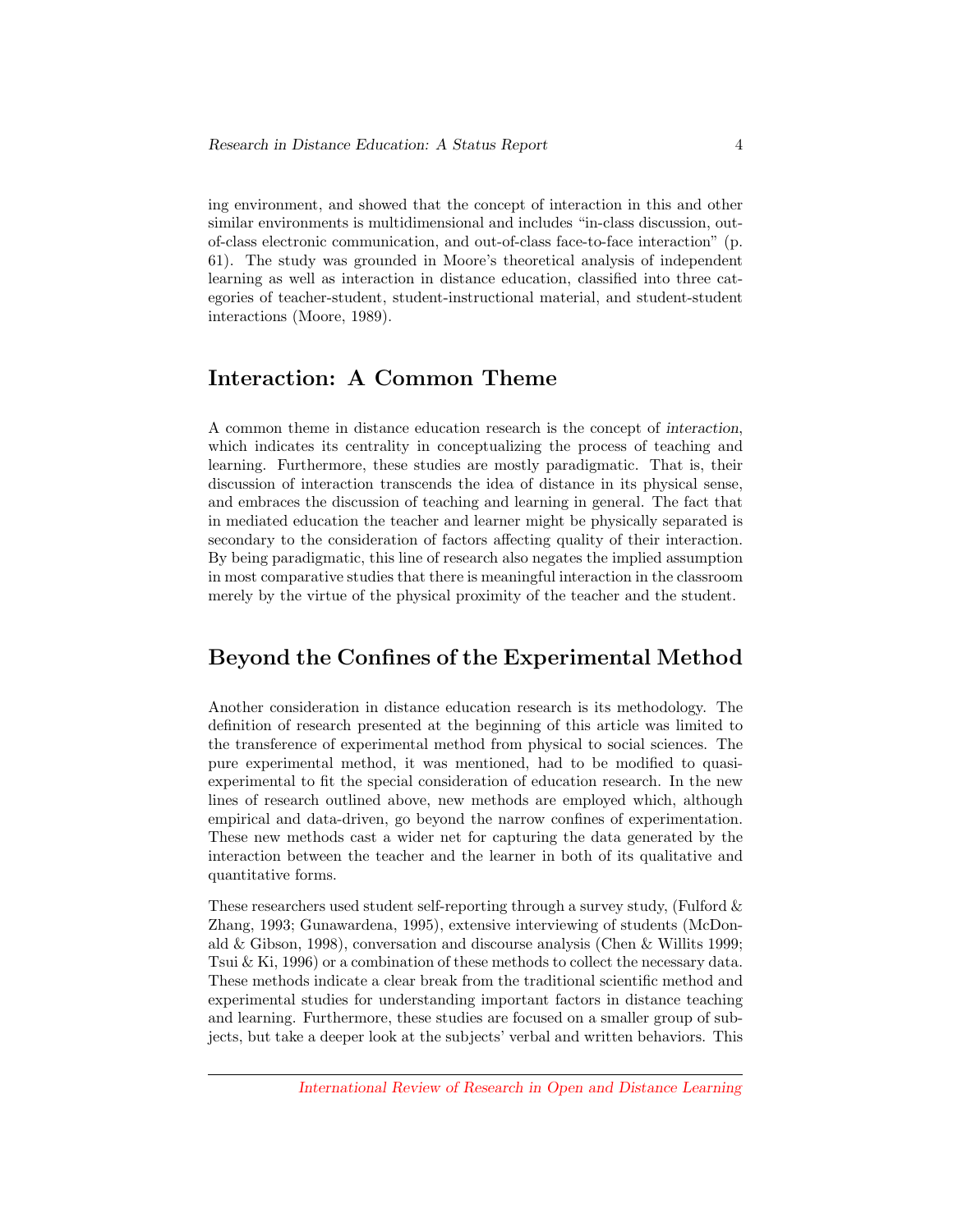ing environment, and showed that the concept of interaction in this and other similar environments is multidimensional and includes "in-class discussion, out-of-class electronic communication, and out-of-class face-to-face interaction" (p. 61). The study was grounded in Moore's theoretical analysis of independent learning as well as interaction in distance education, classified into three categories of teacher-student, student-instructional material, and student-student interactions (Moore, 1989).

## Interaction: A Common Theme

A common theme in distance education research is the concept of *interaction*, which indicates its centrality in conceptualizing the process of teaching and learning. Furthermore, these studies are mostly paradigmatic. That is, their discussion of interaction transcends the idea of distance in its physical sense, and embraces the discussion of teaching and learning in general. The fact that in mediated education the teacher and learner might be physically separated is secondary to the consideration of factors affecting quality of their interaction. By being paradigmatic, this line of research also negates the implied assumption in most comparative studies that there is meaningful interaction in the classroom merely by the virtue of the physical proximity of the teacher and the student.

## Beyond the Confines of the Experimental Method

Another consideration in distance education research is its methodology. The definition of research presented at the beginning of this article was limited to the transference of experimental method from physical to social sciences. The pure experimental method, it was mentioned, had to be modified to quasi-experimental to fit the special consideration of education research. In the new lines of research outlined above, new methods are employed which, although empirical and data-driven, go beyond the narrow confines of experimentation. These new methods cast a wider net for capturing the data generated by the interaction between the teacher and the learner in both of its qualitative and quantitative forms.

These researchers used student self-reporting through a survey study, (Fulford & Zhang, 1993; Gunawardena, 1995), extensive interviewing of students (McDonald & Gibson, 1998), conversation and discourse analysis (Chen & Willits 1999; Tsui & Ki, 1996) or a combination of these methods to collect the necessary data. These methods indicate a clear break from the traditional scientific method and experimental studies for understanding important factors in distance teaching and learning. Furthermore, these studies are focused on a smaller group of subjects, but take a deeper look at the subjects' verbal and written behaviors. This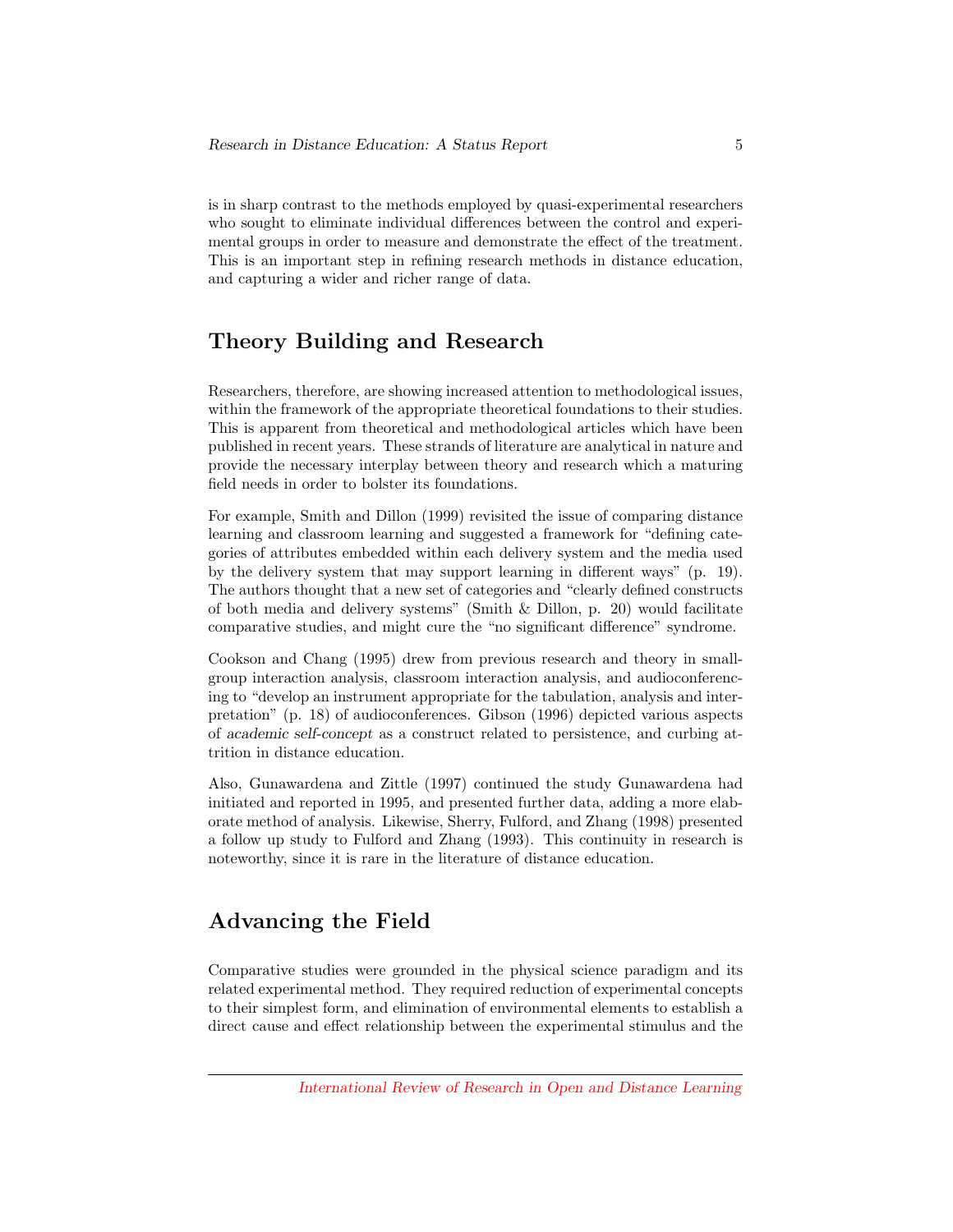is in sharp contrast to the methods employed by quasi-experimental researchers who sought to eliminate individual differences between the control and experimental groups in order to measure and demonstrate the effect of the treatment. This is an important step in refining research methods in distance education, and capturing a wider and richer range of data.

## Theory Building and Research

Researchers, therefore, are showing increased attention to methodological issues, within the framework of the appropriate theoretical foundations to their studies. This is apparent from theoretical and methodological articles which have been published in recent years. These strands of literature are analytical in nature and provide the necessary interplay between theory and research which a maturing field needs in order to bolster its foundations.

For example, Smith and Dillon (1999) revisited the issue of comparing distance learning and classroom learning and suggested a framework for "defining categories of attributes embedded within each delivery system and the media used by the delivery system that may support learning in different ways" (p. 19). The authors thought that a new set of categories and "clearly defined constructs of both media and delivery systems" (Smith & Dillon, p. 20) would facilitate comparative studies, and might cure the "no significant difference" syndrome.

Cookson and Chang (1995) drew from previous research and theory in small-group interaction analysis, classroom interaction analysis, and audioconferencing to "develop an instrument appropriate for the tabulation, analysis and interpretation" (p. 18) of audioconferences. Gibson (1996) depicted various aspects of *academic self-concept* as a construct related to persistence, and curbing attrition in distance education.

Also, Gunawardena and Zittle (1997) continued the study Gunawardena had initiated and reported in 1995, and presented further data, adding a more elaborate method of analysis. Likewise, Sherry, Fulford, and Zhang (1998) presented a follow up study to Fulford and Zhang (1993). This continuity in research is noteworthy, since it is rare in the literature of distance education.

## Advancing the Field

Comparative studies were grounded in the physical science paradigm and its related experimental method. They required reduction of experimental concepts to their simplest form, and elimination of environmental elements to establish a direct cause and effect relationship between the experimental stimulus and the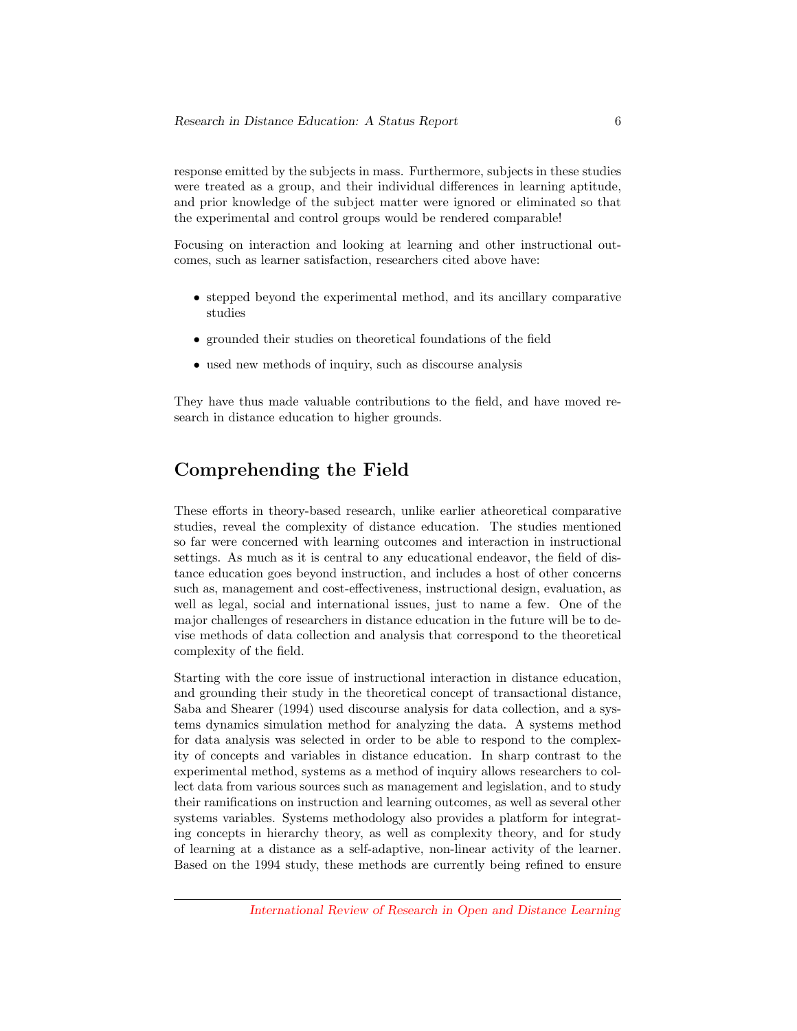response emitted by the subjects in mass. Furthermore, subjects in these studies were treated as a group, and their individual differences in learning aptitude, and prior knowledge of the subject matter were ignored or eliminated so that the experimental and control groups would be rendered comparable!

Focusing on interaction and looking at learning and other instructional outcomes, such as learner satisfaction, researchers cited above have:

- stepped beyond the experimental method, and its ancillary comparative studies
- grounded their studies on theoretical foundations of the field
- used new methods of inquiry, such as discourse analysis

They have thus made valuable contributions to the field, and have moved research in distance education to higher grounds.

## Comprehending the Field

These efforts in theory-based research, unlike earlier atheoretical comparative studies, reveal the complexity of distance education. The studies mentioned so far were concerned with learning outcomes and interaction in instructional settings. As much as it is central to any educational endeavor, the field of distance education goes beyond instruction, and includes a host of other concerns such as, management and cost-effectiveness, instructional design, evaluation, as well as legal, social and international issues, just to name a few. One of the major challenges of researchers in distance education in the future will be to devise methods of data collection and analysis that correspond to the theoretical complexity of the field.

Starting with the core issue of instructional interaction in distance education, and grounding their study in the theoretical concept of transactional distance, Saba and Shearer (1994) used discourse analysis for data collection, and a systems dynamics simulation method for analyzing the data. A systems method for data analysis was selected in order to be able to respond to the complexity of concepts and variables in distance education. In sharp contrast to the experimental method, systems as a method of inquiry allows researchers to collect data from various sources such as management and legislation, and to study their ramifications on instruction and learning outcomes, as well as several other systems variables. Systems methodology also provides a platform for integrating concepts in hierarchy theory, as well as complexity theory, and for study of learning at a distance as a self-adaptive, non-linear activity of the learner. Based on the 1994 study, these methods are currently being refined to ensure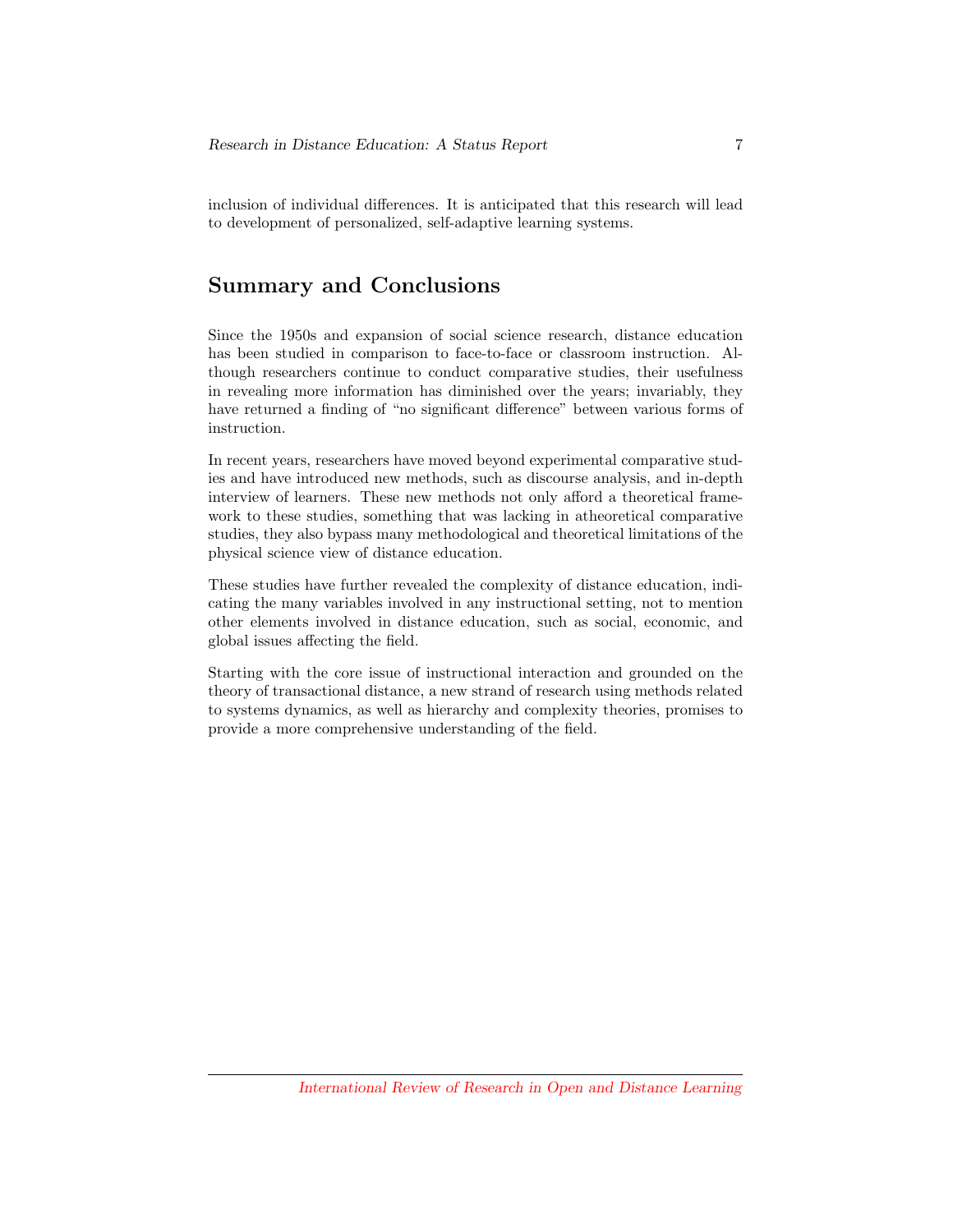inclusion of individual differences. It is anticipated that this research will lead to development of personalized, self-adaptive learning systems.

## Summary and Conclusions

Since the 1950s and expansion of social science research, distance education has been studied in comparison to face-to-face or classroom instruction. Although researchers continue to conduct comparative studies, their usefulness in revealing more information has diminished over the years; invariably, they have returned a finding of "no significant difference" between various forms of instruction.

In recent years, researchers have moved beyond experimental comparative studies and have introduced new methods, such as discourse analysis, and in-depth interview of learners. These new methods not only afford a theoretical framework to these studies, something that was lacking in atheoretical comparative studies, they also bypass many methodological and theoretical limitations of the physical science view of distance education.

These studies have further revealed the complexity of distance education, indicating the many variables involved in any instructional setting, not to mention other elements involved in distance education, such as social, economic, and global issues affecting the field.

Starting with the core issue of instructional interaction and grounded on the theory of transactional distance, a new strand of research using methods related to systems dynamics, as well as hierarchy and complexity theories, promises to provide a more comprehensive understanding of the field.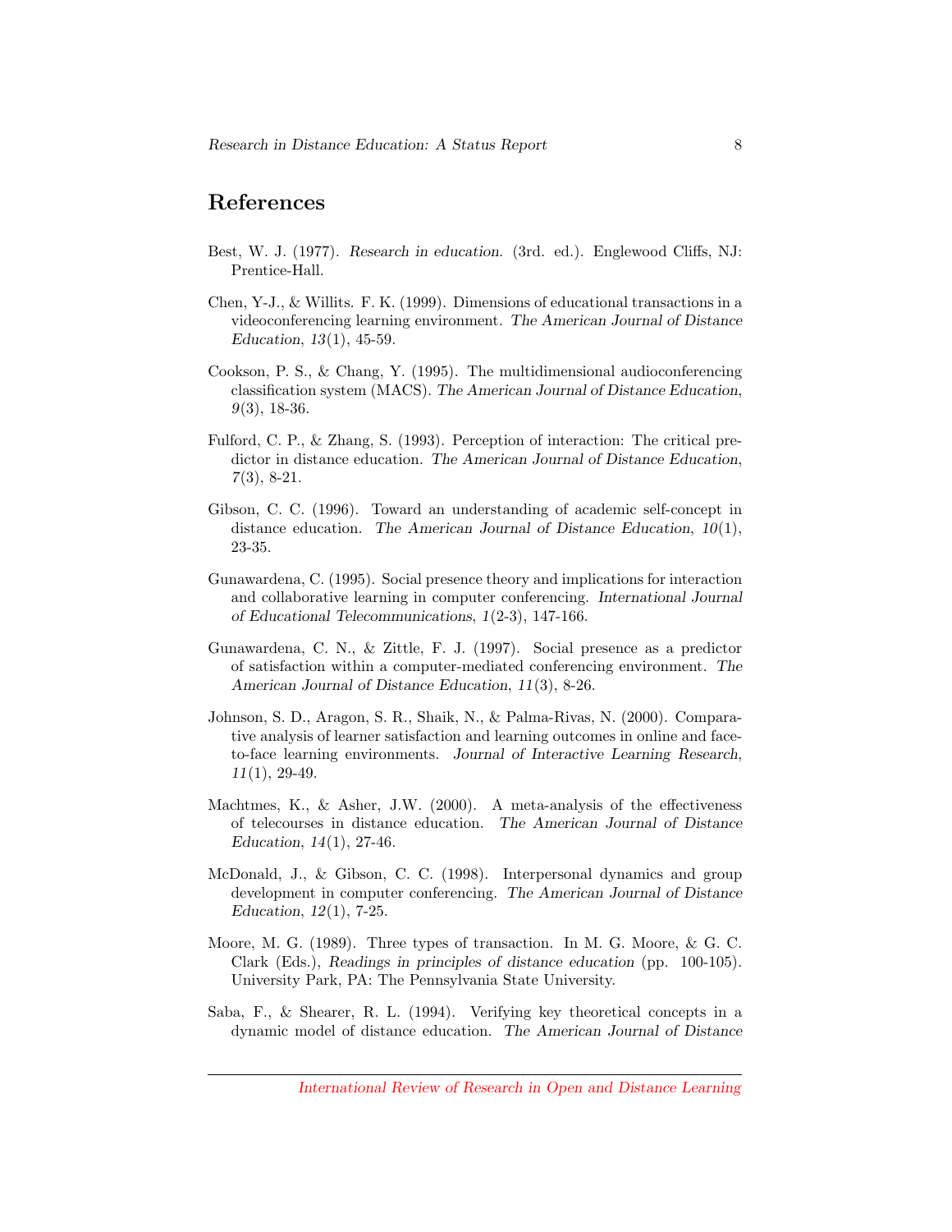## References

Best, W. J. (1977). *Research in education*. (3rd. ed.). Englewood Cliffs, NJ: Prentice-Hall.

Chen, Y-J., & Willits. F. K. (1999). Dimensions of educational transactions in a videoconferencing learning environment. *The American Journal of Distance Education*, *13*(1), 45-59.

Cookson, P. S., & Chang, Y. (1995). The multidimensional audioconferencing classification system (MACS). *The American Journal of Distance Education*, *9*(3), 18-36.

Fulford, C. P., & Zhang, S. (1993). Perception of interaction: The critical predictor in distance education. *The American Journal of Distance Education*, *7*(3), 8-21.

Gibson, C. C. (1996). Toward an understanding of academic self-concept in distance education. *The American Journal of Distance Education*, *10*(1), 23-35.

Gunawardena, C. (1995). Social presence theory and implications for interaction and collaborative learning in computer conferencing. *International Journal of Educational Telecommunications*, *1*(2-3), 147-166.

Gunawardena, C. N., & Zittle, F. J. (1997). Social presence as a predictor of satisfaction within a computer-mediated conferencing environment. *The American Journal of Distance Education*, *11*(3), 8-26.

Johnson, S. D., Aragon, S. R., Shaik, N., & Palma-Rivas, N. (2000). Comparative analysis of learner satisfaction and learning outcomes in online and face-to-face learning environments. *Journal of Interactive Learning Research*, *11*(1), 29-49.

Machtmes, K., & Asher, J.W. (2000). A meta-analysis of the effectiveness of telecourses in distance education. *The American Journal of Distance Education*, *14*(1), 27-46.

McDonald, J., & Gibson, C. C. (1998). Interpersonal dynamics and group development in computer conferencing. *The American Journal of Distance Education*, *12*(1), 7-25.

Moore, M. G. (1989). Three types of transaction. In M. G. Moore, & G. C. Clark (Eds.), *Readings in principles of distance education* (pp. 100-105). University Park, PA: The Pennsylvania State University.

Saba, F., & Shearer, R. L. (1994). Verifying key theoretical concepts in a dynamic model of distance education. *The American Journal of Distance*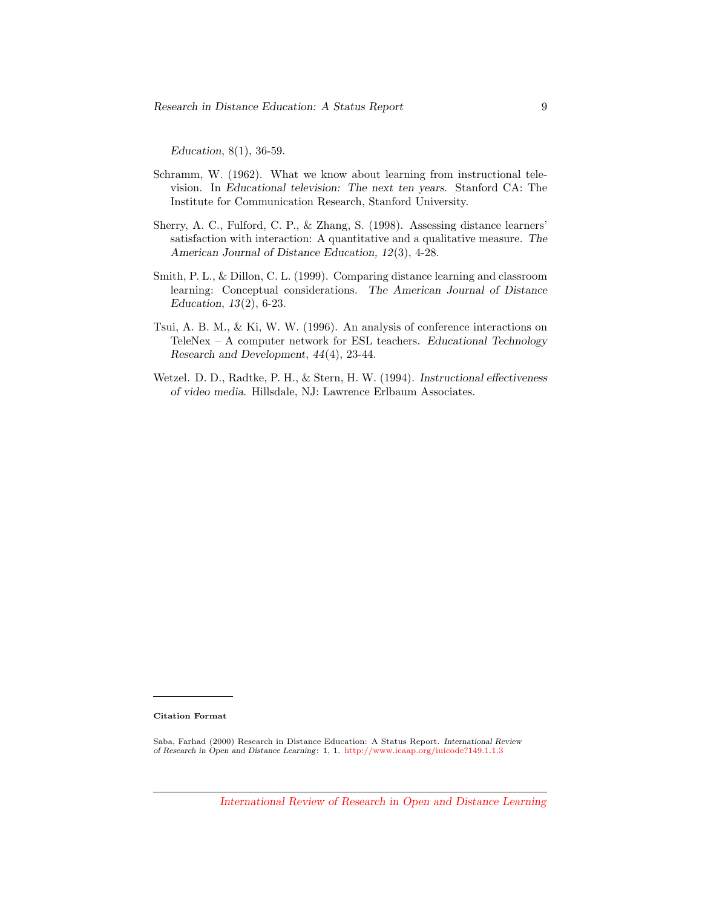*Education*, 8(1), 36-59.

Schramm, W. (1962). What we know about learning from instructional television. In *Educational television: The next ten years*. Stanford CA: The Institute for Communication Research, Stanford University.

Sherry, A. C., Fulford, C. P., & Zhang, S. (1998). Assessing distance learners' satisfaction with interaction: A quantitative and a qualitative measure. *The American Journal of Distance Education, 12*(3), 4-28.

Smith, P. L., & Dillon, C. L. (1999). Comparing distance learning and classroom learning: Conceptual considerations. *The American Journal of Distance Education*, *13*(2), 6-23.

Tsui, A. B. M., & Ki, W. W. (1996). An analysis of conference interactions on TeleNex – A computer network for ESL teachers. *Educational Technology Research and Development*, *44*(4), 23-44.

Wetzel. D. D., Radtke, P. H., & Stern, H. W. (1994). *Instructional effectiveness of video media*. Hillsdale, NJ: Lawrence Erlbaum Associates.

---

**Citation Format**

Saba, Farhad (2000) Research in Distance Education: A Status Report. *International Review of Research in Open and Distance Learning*: 1, 1. http://www.icaap.org/iuicode?149.1.1.3